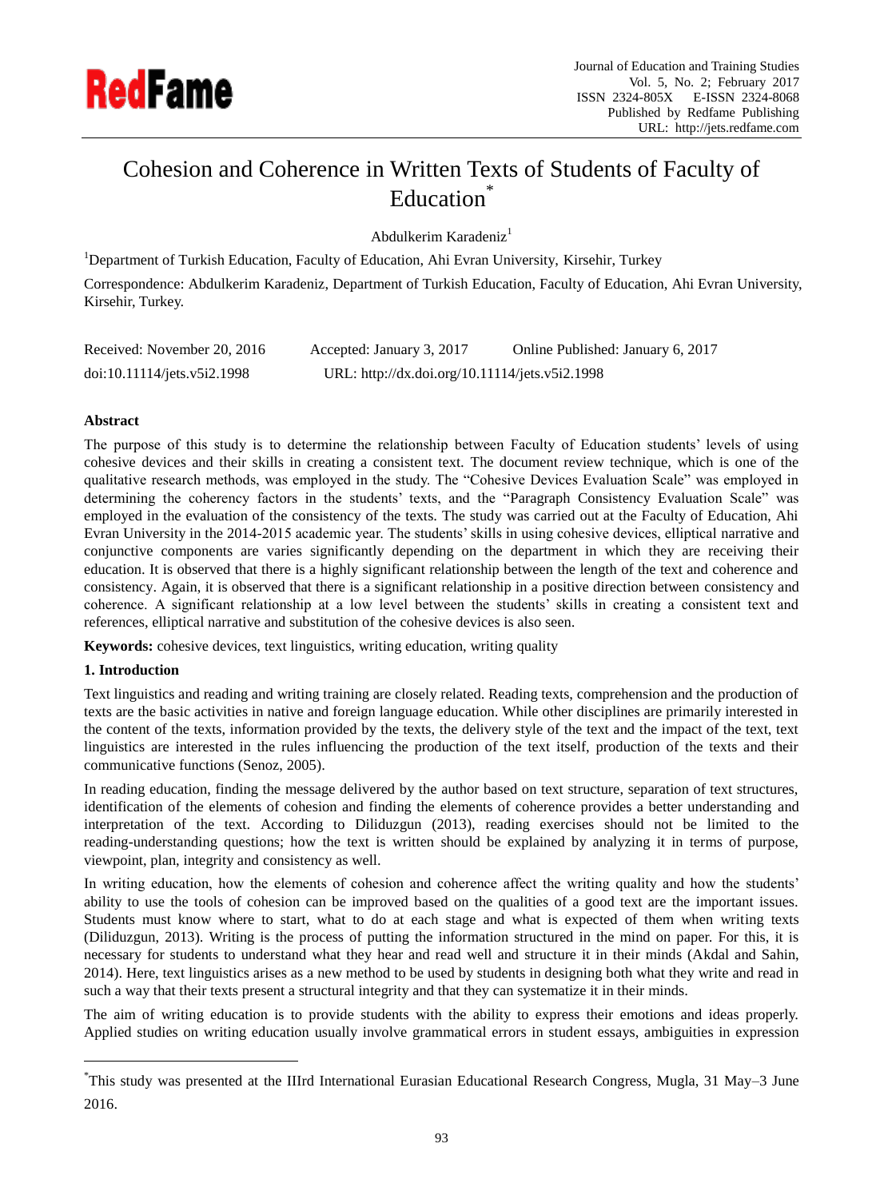# Cohesion and Coherence in Written Texts of Students of Faculty of Education[*]

Abdulkerim Karadeniz[1]

[1]Department of Turkish Education, Faculty of Education, Ahi Evran University, Kirsehir, Turkey

Correspondence: Abdulkerim Karadeniz, Department of Turkish Education, Faculty of Education, Ahi Evran University, Kirsehir, Turkey.

Received: November 20, 2016 Accepted: January 3, 2017 Online Published: January 6, 2017

doi:10.11114/jets.v5i2.1998 URL: http://dx.doi.org/10.11114/jets.v5i2.1998

## Abstract

The purpose of this study is to determine the relationship between Faculty of Education students' levels of using cohesive devices and their skills in creating a consistent text. The document review technique, which is one of the qualitative research methods, was employed in the study. The "Cohesive Devices Evaluation Scale" was employed in determining the coherency factors in the students' texts, and the "Paragraph Consistency Evaluation Scale" was employed in the evaluation of the consistency of the texts. The study was carried out at the Faculty of Education, Ahi Evran University in the 2014-2015 academic year. The students' skills in using cohesive devices, elliptical narrative and conjunctive components are varies significantly depending on the department in which they are receiving their education. It is observed that there is a highly significant relationship between the length of the text and coherence and consistency. Again, it is observed that there is a significant relationship in a positive direction between consistency and coherence. A significant relationship at a low level between the students' skills in creating a consistent text and references, elliptical narrative and substitution of the cohesive devices is also seen.

**Keywords:** cohesive devices, text linguistics, writing education, writing quality

## 1. Introduction

Text linguistics and reading and writing training are closely related. Reading texts, comprehension and the production of texts are the basic activities in native and foreign language education. While other disciplines are primarily interested in the content of the texts, information provided by the texts, the delivery style of the text and the impact of the text, text linguistics are interested in the rules influencing the production of the text itself, production of the texts and their communicative functions (Senoz, 2005).

In reading education, finding the message delivered by the author based on text structure, separation of text structures, identification of the elements of cohesion and finding the elements of coherence provides a better understanding and interpretation of the text. According to Diliduzgun (2013), reading exercises should not be limited to the reading-understanding questions; how the text is written should be explained by analyzing it in terms of purpose, viewpoint, plan, integrity and consistency as well.

In writing education, how the elements of cohesion and coherence affect the writing quality and how the students' ability to use the tools of cohesion can be improved based on the qualities of a good text are the important issues. Students must know where to start, what to do at each stage and what is expected of them when writing texts (Diliduzgun, 2013). Writing is the process of putting the information structured in the mind on paper. For this, it is necessary for students to understand what they hear and read well and structure it in their minds (Akdal and Sahin, 2014). Here, text linguistics arises as a new method to be used by students in designing both what they write and read in such a way that their texts present a structural integrity and that they can systematize it in their minds.

The aim of writing education is to provide students with the ability to express their emotions and ideas properly. Applied studies on writing education usually involve grammatical errors in student essays, ambiguities in expression

---

[*]This study was presented at the IIIrd International Eurasian Educational Research Congress, Mugla, 31 May–3 June 2016.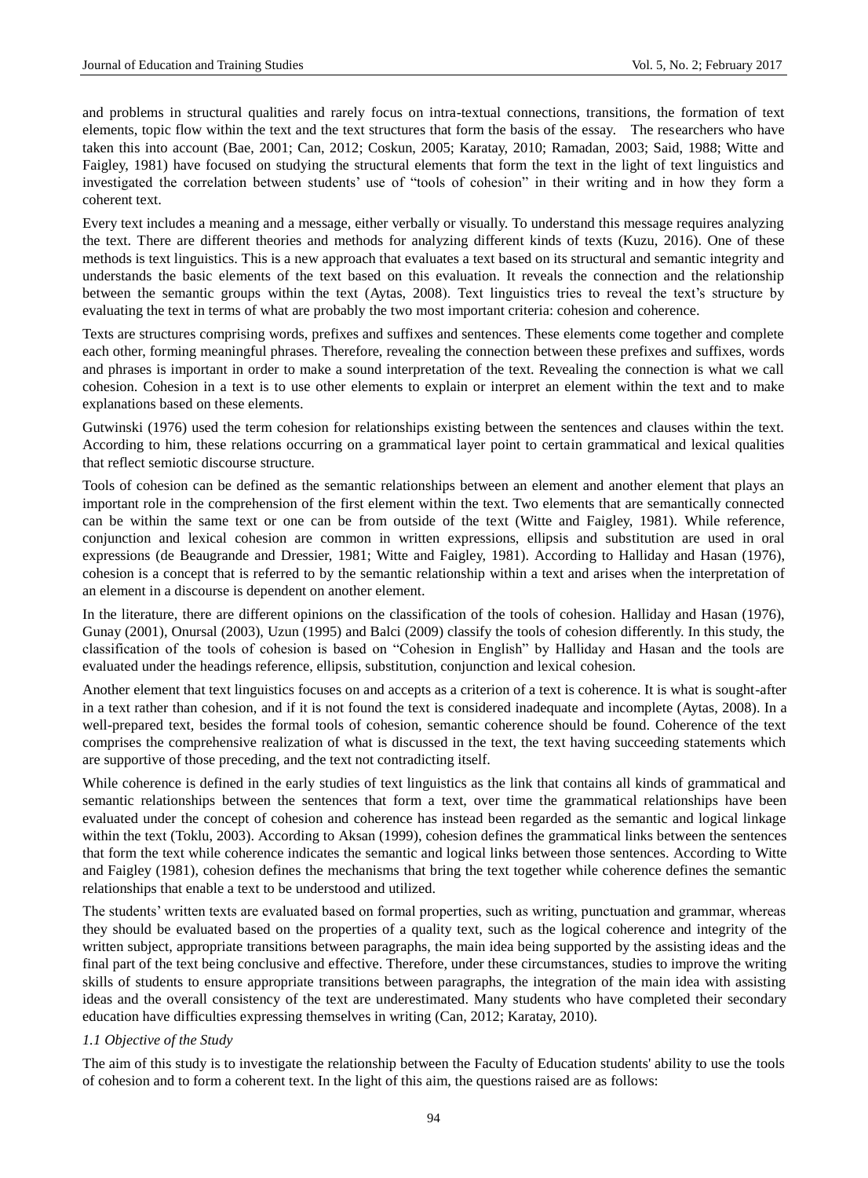and problems in structural qualities and rarely focus on intra-textual connections, transitions, the formation of text elements, topic flow within the text and the text structures that form the basis of the essay. The researchers who have taken this into account (Bae, 2001; Can, 2012; Coskun, 2005; Karatay, 2010; Ramadan, 2003; Said, 1988; Witte and Faigley, 1981) have focused on studying the structural elements that form the text in the light of text linguistics and investigated the correlation between students' use of "tools of cohesion" in their writing and in how they form a coherent text.

Every text includes a meaning and a message, either verbally or visually. To understand this message requires analyzing the text. There are different theories and methods for analyzing different kinds of texts (Kuzu, 2016). One of these methods is text linguistics. This is a new approach that evaluates a text based on its structural and semantic integrity and understands the basic elements of the text based on this evaluation. It reveals the connection and the relationship between the semantic groups within the text (Aytas, 2008). Text linguistics tries to reveal the text's structure by evaluating the text in terms of what are probably the two most important criteria: cohesion and coherence.

Texts are structures comprising words, prefixes and suffixes and sentences. These elements come together and complete each other, forming meaningful phrases. Therefore, revealing the connection between these prefixes and suffixes, words and phrases is important in order to make a sound interpretation of the text. Revealing the connection is what we call cohesion. Cohesion in a text is to use other elements to explain or interpret an element within the text and to make explanations based on these elements.

Gutwinski (1976) used the term cohesion for relationships existing between the sentences and clauses within the text. According to him, these relations occurring on a grammatical layer point to certain grammatical and lexical qualities that reflect semiotic discourse structure.

Tools of cohesion can be defined as the semantic relationships between an element and another element that plays an important role in the comprehension of the first element within the text. Two elements that are semantically connected can be within the same text or one can be from outside of the text (Witte and Faigley, 1981). While reference, conjunction and lexical cohesion are common in written expressions, ellipsis and substitution are used in oral expressions (de Beaugrande and Dressier, 1981; Witte and Faigley, 1981). According to Halliday and Hasan (1976), cohesion is a concept that is referred to by the semantic relationship within a text and arises when the interpretation of an element in a discourse is dependent on another element.

In the literature, there are different opinions on the classification of the tools of cohesion. Halliday and Hasan (1976), Gunay (2001), Onursal (2003), Uzun (1995) and Balci (2009) classify the tools of cohesion differently. In this study, the classification of the tools of cohesion is based on "Cohesion in English" by Halliday and Hasan and the tools are evaluated under the headings reference, ellipsis, substitution, conjunction and lexical cohesion.

Another element that text linguistics focuses on and accepts as a criterion of a text is coherence. It is what is sought-after in a text rather than cohesion, and if it is not found the text is considered inadequate and incomplete (Aytas, 2008). In a well-prepared text, besides the formal tools of cohesion, semantic coherence should be found. Coherence of the text comprises the comprehensive realization of what is discussed in the text, the text having succeeding statements which are supportive of those preceding, and the text not contradicting itself.

While coherence is defined in the early studies of text linguistics as the link that contains all kinds of grammatical and semantic relationships between the sentences that form a text, over time the grammatical relationships have been evaluated under the concept of cohesion and coherence has instead been regarded as the semantic and logical linkage within the text (Toklu, 2003). According to Aksan (1999), cohesion defines the grammatical links between the sentences that form the text while coherence indicates the semantic and logical links between those sentences. According to Witte and Faigley (1981), cohesion defines the mechanisms that bring the text together while coherence defines the semantic relationships that enable a text to be understood and utilized.

The students' written texts are evaluated based on formal properties, such as writing, punctuation and grammar, whereas they should be evaluated based on the properties of a quality text, such as the logical coherence and integrity of the written subject, appropriate transitions between paragraphs, the main idea being supported by the assisting ideas and the final part of the text being conclusive and effective. Therefore, under these circumstances, studies to improve the writing skills of students to ensure appropriate transitions between paragraphs, the integration of the main idea with assisting ideas and the overall consistency of the text are underestimated. Many students who have completed their secondary education have difficulties expressing themselves in writing (Can, 2012; Karatay, 2010).

### *1.1 Objective of the Study*

The aim of this study is to investigate the relationship between the Faculty of Education students' ability to use the tools of cohesion and to form a coherent text. In the light of this aim, the questions raised are as follows: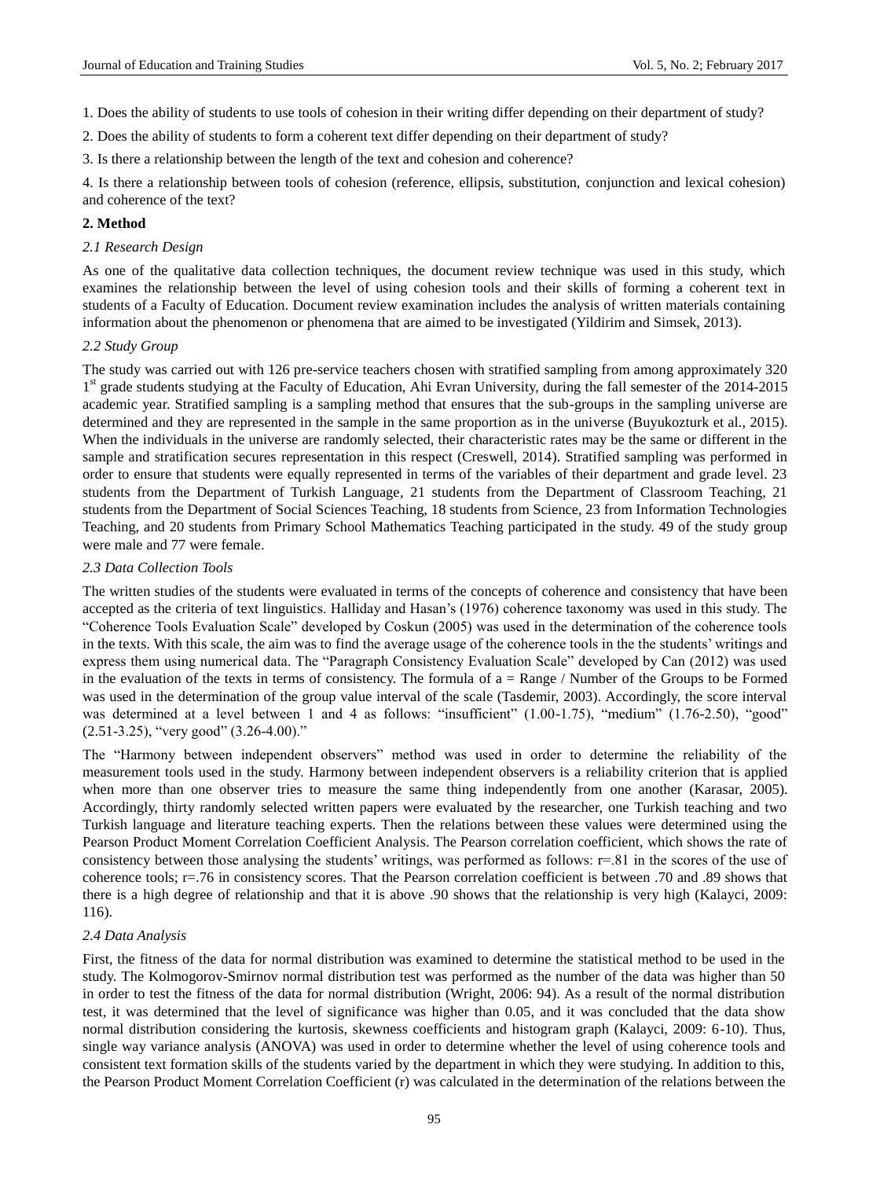1. Does the ability of students to use tools of cohesion in their writing differ depending on their department of study?

2. Does the ability of students to form a coherent text differ depending on their department of study?

3. Is there a relationship between the length of the text and cohesion and coherence?

4. Is there a relationship between tools of cohesion (reference, ellipsis, substitution, conjunction and lexical cohesion) and coherence of the text?

## 2. Method

### *2.1 Research Design*

As one of the qualitative data collection techniques, the document review technique was used in this study, which examines the relationship between the level of using cohesion tools and their skills of forming a coherent text in students of a Faculty of Education. Document review examination includes the analysis of written materials containing information about the phenomenon or phenomena that are aimed to be investigated (Yildirim and Simsek, 2013).

### *2.2 Study Group*

The study was carried out with 126 pre-service teachers chosen with stratified sampling from among approximately 320 1st grade students studying at the Faculty of Education, Ahi Evran University, during the fall semester of the 2014-2015 academic year. Stratified sampling is a sampling method that ensures that the sub-groups in the sampling universe are determined and they are represented in the sample in the same proportion as in the universe (Buyukozturk et al., 2015). When the individuals in the universe are randomly selected, their characteristic rates may be the same or different in the sample and stratification secures representation in this respect (Creswell, 2014). Stratified sampling was performed in order to ensure that students were equally represented in terms of the variables of their department and grade level. 23 students from the Department of Turkish Language, 21 students from the Department of Classroom Teaching, 21 students from the Department of Social Sciences Teaching, 18 students from Science, 23 from Information Technologies Teaching, and 20 students from Primary School Mathematics Teaching participated in the study. 49 of the study group were male and 77 were female.

### *2.3 Data Collection Tools*

The written studies of the students were evaluated in terms of the concepts of coherence and consistency that have been accepted as the criteria of text linguistics. Halliday and Hasan's (1976) coherence taxonomy was used in this study. The "Coherence Tools Evaluation Scale" developed by Coskun (2005) was used in the determination of the coherence tools in the texts. With this scale, the aim was to find the average usage of the coherence tools in the the students' writings and express them using numerical data. The "Paragraph Consistency Evaluation Scale" developed by Can (2012) was used in the evaluation of the texts in terms of consistency. The formula of a = Range / Number of the Groups to be Formed was used in the determination of the group value interval of the scale (Tasdemir, 2003). Accordingly, the score interval was determined at a level between 1 and 4 as follows: "insufficient" (1.00-1.75), "medium" (1.76-2.50), "good" (2.51-3.25), "very good" (3.26-4.00)."

The "Harmony between independent observers" method was used in order to determine the reliability of the measurement tools used in the study. Harmony between independent observers is a reliability criterion that is applied when more than one observer tries to measure the same thing independently from one another (Karasar, 2005). Accordingly, thirty randomly selected written papers were evaluated by the researcher, one Turkish teaching and two Turkish language and literature teaching experts. Then the relations between these values were determined using the Pearson Product Moment Correlation Coefficient Analysis. The Pearson correlation coefficient, which shows the rate of consistency between those analysing the students' writings, was performed as follows: $r=.81$ in the scores of the use of coherence tools; $r=.76$ in consistency scores. That the Pearson correlation coefficient is between .70 and .89 shows that there is a high degree of relationship and that it is above .90 shows that the relationship is very high (Kalayci, 2009: 116).

### *2.4 Data Analysis*

First, the fitness of the data for normal distribution was examined to determine the statistical method to be used in the study. The Kolmogorov-Smirnov normal distribution test was performed as the number of the data was higher than 50 in order to test the fitness of the data for normal distribution (Wright, 2006: 94). As a result of the normal distribution test, it was determined that the level of significance was higher than 0.05, and it was concluded that the data show normal distribution considering the kurtosis, skewness coefficients and histogram graph (Kalayci, 2009: 6-10). Thus, single way variance analysis (ANOVA) was used in order to determine whether the level of using coherence tools and consistent text formation skills of the students varied by the department in which they were studying. In addition to this, the Pearson Product Moment Correlation Coefficient (r) was calculated in the determination of the relations between the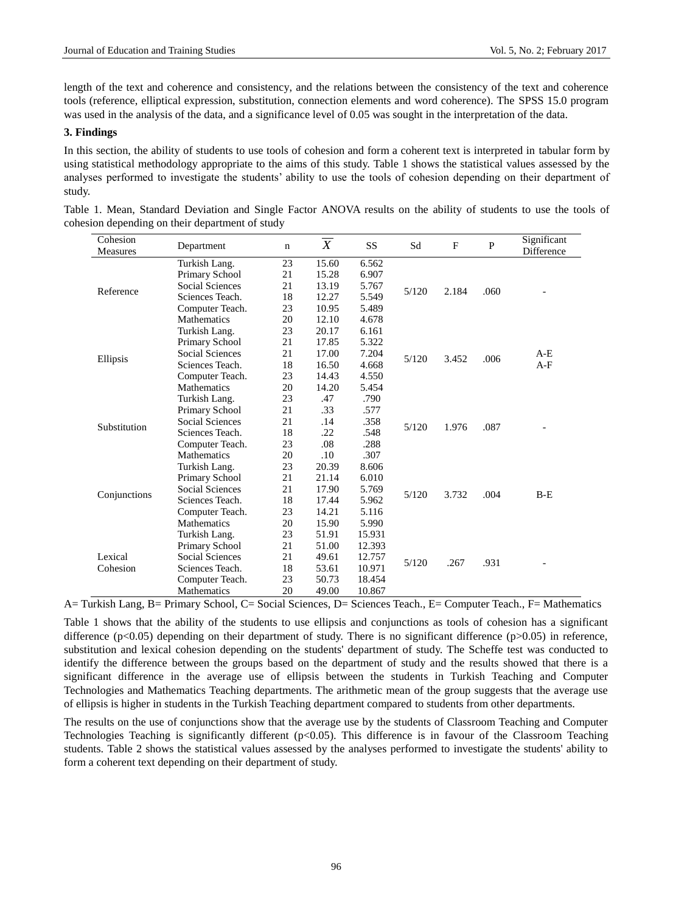length of the text and coherence and consistency, and the relations between the consistency of the text and coherence tools (reference, elliptical expression, substitution, connection elements and word coherence). The SPSS 15.0 program was used in the analysis of the data, and a significance level of 0.05 was sought in the interpretation of the data.

### 3. Findings

In this section, the ability of students to use tools of cohesion and form a coherent text is interpreted in tabular form by using statistical methodology appropriate to the aims of this study. Table 1 shows the statistical values assessed by the analyses performed to investigate the students' ability to use the tools of cohesion depending on their department of study.

Table 1. Mean, Standard Deviation and Single Factor ANOVA results on the ability of students to use the tools of cohesion depending on their department of study

| Cohesion Measures | Department | n | $\overline{X}$ | SS | Sd | F | P | Significant Difference |
|---|---|---|---|---|---|---|---|---|
| Reference | Turkish Lang. | 23 | 15.60 | 6.562 | 5/120 | 2.184 | .060 | - |
| | Primary School | 21 | 15.28 | 6.907 | | | | |
| | Social Sciences | 21 | 13.19 | 5.767 | | | | |
| | Sciences Teach. | 18 | 12.27 | 5.549 | | | | |
| | Computer Teach. | 23 | 10.95 | 5.489 | | | | |
| | Mathematics | 20 | 12.10 | 4.678 | | | | |
| Ellipsis | Turkish Lang. | 23 | 20.17 | 6.161 | 5/120 | 3.452 | .006 | A-E A-F |
| | Primary School | 21 | 17.85 | 5.322 | | | | |
| | Social Sciences | 21 | 17.00 | 7.204 | | | | |
| | Sciences Teach. | 18 | 16.50 | 4.668 | | | | |
| | Computer Teach. | 23 | 14.43 | 4.550 | | | | |
| | Mathematics | 20 | 14.20 | 5.454 | | | | |
| Substitution | Turkish Lang. | 23 | .47 | .790 | 5/120 | 1.976 | .087 | - |
| | Primary School | 21 | .33 | .577 | | | | |
| | Social Sciences | 21 | .14 | .358 | | | | |
| | Sciences Teach. | 18 | .22 | .548 | | | | |
| | Computer Teach. | 23 | .08 | .288 | | | | |
| | Mathematics | 20 | .10 | .307 | | | | |
| Conjunctions | Turkish Lang. | 23 | 20.39 | 8.606 | 5/120 | 3.732 | .004 | B-E |
| | Primary School | 21 | 21.14 | 6.010 | | | | |
| | Social Sciences | 21 | 17.90 | 5.769 | | | | |
| | Sciences Teach. | 18 | 17.44 | 5.962 | | | | |
| | Computer Teach. | 23 | 14.21 | 5.116 | | | | |
| | Mathematics | 20 | 15.90 | 5.990 | | | | |
| Lexical Cohesion | Turkish Lang. | 23 | 51.91 | 15.931 | 5/120 | .267 | .931 | - |
| | Primary School | 21 | 51.00 | 12.393 | | | | |
| | Social Sciences | 21 | 49.61 | 12.757 | | | | |
| | Sciences Teach. | 18 | 53.61 | 10.971 | | | | |
| | Computer Teach. | 23 | 50.73 | 18.454 | | | | |
| | Mathematics | 20 | 49.00 | 10.867 | | | | |

A= Turkish Lang, B= Primary School, C= Social Sciences, D= Sciences Teach., E= Computer Teach., F= Mathematics

Table 1 shows that the ability of the students to use ellipsis and conjunctions as tools of cohesion has a significant difference ($p<0.05$) depending on their department of study. There is no significant difference ($p>0.05$) in reference, substitution and lexical cohesion depending on the students' department of study. The Scheffe test was conducted to identify the difference between the groups based on the department of study and the results showed that there is a significant difference in the average use of ellipsis between the students in Turkish Teaching and Computer Technologies and Mathematics Teaching departments. The arithmetic mean of the group suggests that the average use of ellipsis is higher in students in the Turkish Teaching department compared to students from other departments.

The results on the use of conjunctions show that the average use by the students of Classroom Teaching and Computer Technologies Teaching is significantly different ($p<0.05$). This difference is in favour of the Classroom Teaching students. Table 2 shows the statistical values assessed by the analyses performed to investigate the students' ability to form a coherent text depending on their department of study.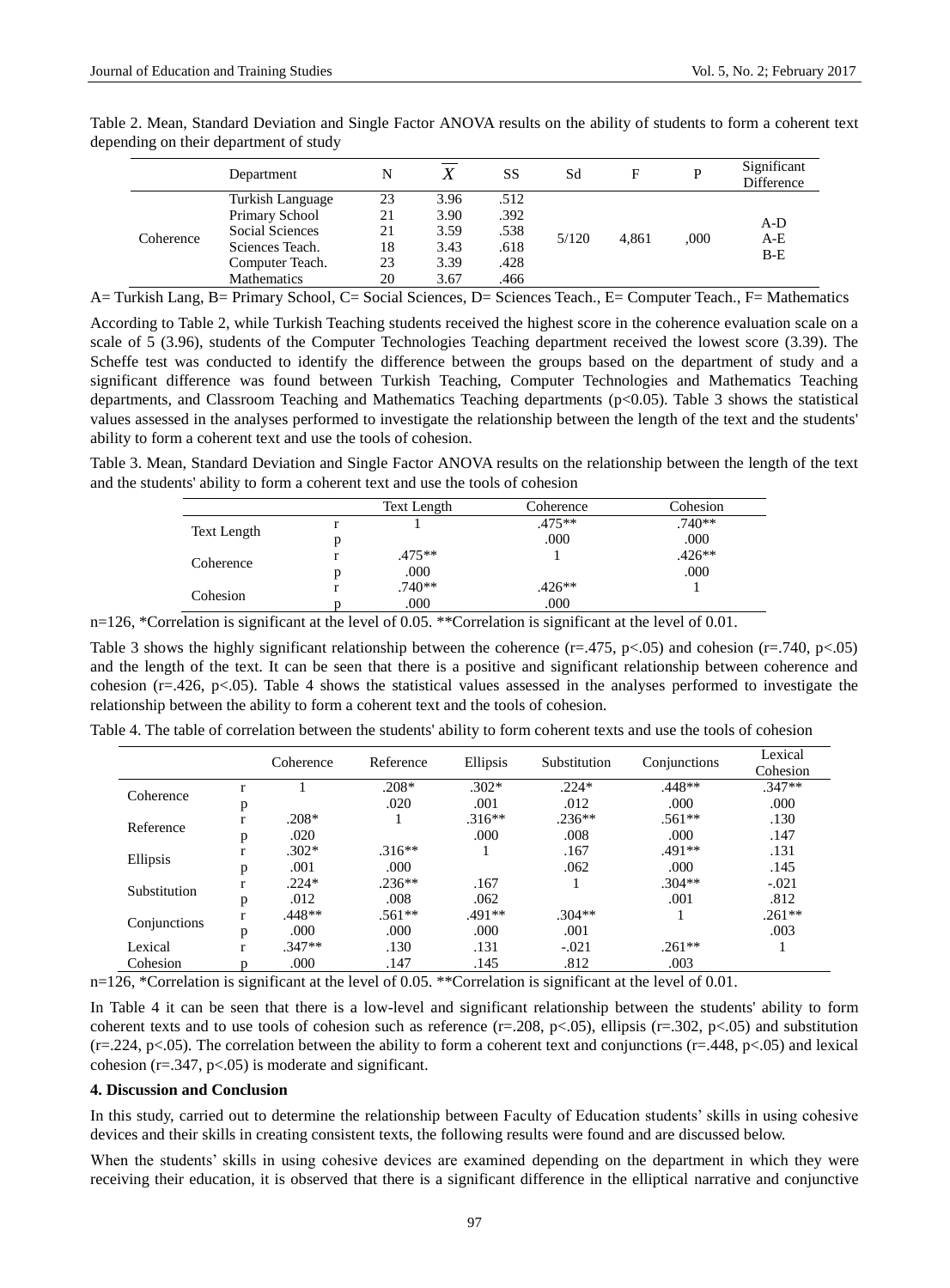Table 2. Mean, Standard Deviation and Single Factor ANOVA results on the ability of students to form a coherent text depending on their department of study

| | Department | N | $\overline{X}$ | SS | Sd | F | P | Significant Difference |
|---|---|---|---|---|---|---|---|---|
| Coherence | Turkish Language | 23 | 3.96 | .512 | 5/120 | 4,861 | ,000 | A-D A-E B-E |
| | Primary School | 21 | 3.90 | .392 | | | | |
| | Social Sciences | 21 | 3.59 | .538 | | | | |
| | Sciences Teach. | 18 | 3.43 | .618 | | | | |
| | Computer Teach. | 23 | 3.39 | .428 | | | | |
| | Mathematics | 20 | 3.67 | .466 | | | | |

A= Turkish Lang, B= Primary School, C= Social Sciences, D= Sciences Teach., E= Computer Teach., F= Mathematics

According to Table 2, while Turkish Teaching students received the highest score in the coherence evaluation scale on a scale of 5 (3.96), students of the Computer Technologies Teaching department received the lowest score (3.39). The Scheffe test was conducted to identify the difference between the groups based on the department of study and a significant difference was found between Turkish Teaching, Computer Technologies and Mathematics Teaching departments, and Classroom Teaching and Mathematics Teaching departments ($p<0.05$). Table 3 shows the statistical values assessed in the analyses performed to investigate the relationship between the length of the text and the students' ability to form a coherent text and use the tools of cohesion.

Table 3. Mean, Standard Deviation and Single Factor ANOVA results on the relationship between the length of the text and the students' ability to form a coherent text and use the tools of cohesion

| | | Text Length | Coherence | Cohesion |
|---|---|---|---|---|
| Text Length | r | 1 | .475** | .740** |
| | p | | .000 | .000 |
| Coherence | r | .475** | 1 | .426** |
| | p | .000 | | .000 |
| Cohesion | r | .740** | .426** | 1 |
| | p | .000 | .000 | |

n=126, *Correlation is significant at the level of 0.05. **Correlation is significant at the level of 0.01.

Table 3 shows the highly significant relationship between the coherence ($r=.475$, $p<.05$) and cohesion ($r=.740$, $p<.05$) and the length of the text. It can be seen that there is a positive and significant relationship between coherence and cohesion ($r=.426$, $p<.05$). Table 4 shows the statistical values assessed in the analyses performed to investigate the relationship between the ability to form a coherent text and the tools of cohesion.

Table 4. The table of correlation between the students' ability to form coherent texts and use the tools of cohesion

| | | Coherence | Reference | Ellipsis | Substitution | Conjunctions | Lexical Cohesion |
|---|---|---|---|---|---|---|---|
| Coherence | r | 1 | .208* | .302* | .224* | .448** | .347** |
| | p | | .020 | .001 | .012 | .000 | .000 |
| Reference | r | .208* | 1 | .316** | .236** | .561** | .130 |
| | p | .020 | | .000 | .008 | .000 | .147 |
| Ellipsis | r | .302* | .316** | 1 | .167 | .491** | .131 |
| | p | .001 | .000 | | .062 | .000 | .145 |
| Substitution | r | .224* | .236** | .167 | 1 | .304** | -.021 |
| | p | .012 | .008 | .062 | | .001 | .812 |
| Conjunctions | r | .448** | .561** | .491** | .304** | 1 | .261** |
| | p | .000 | .000 | .000 | .001 | | .003 |
| Lexical Cohesion | r | .347** | .130 | .131 | -.021 | .261** | 1 |
| | p | .000 | .147 | .145 | .812 | .003 | |

n=126, *Correlation is significant at the level of 0.05. **Correlation is significant at the level of 0.01.

In Table 4 it can be seen that there is a low-level and significant relationship between the students' ability to form coherent texts and to use tools of cohesion such as reference ($r=.208$, $p<.05$), ellipsis ($r=.302$, $p<.05$) and substitution ($r=.224$, $p<.05$). The correlation between the ability to form a coherent text and conjunctions ($r=.448$, $p<.05$) and lexical cohesion ($r=.347$, $p<.05$) is moderate and significant.

## 4. Discussion and Conclusion

In this study, carried out to determine the relationship between Faculty of Education students' skills in using cohesive devices and their skills in creating consistent texts, the following results were found and are discussed below.

When the students' skills in using cohesive devices are examined depending on the department in which they were receiving their education, it is observed that there is a significant difference in the elliptical narrative and conjunctive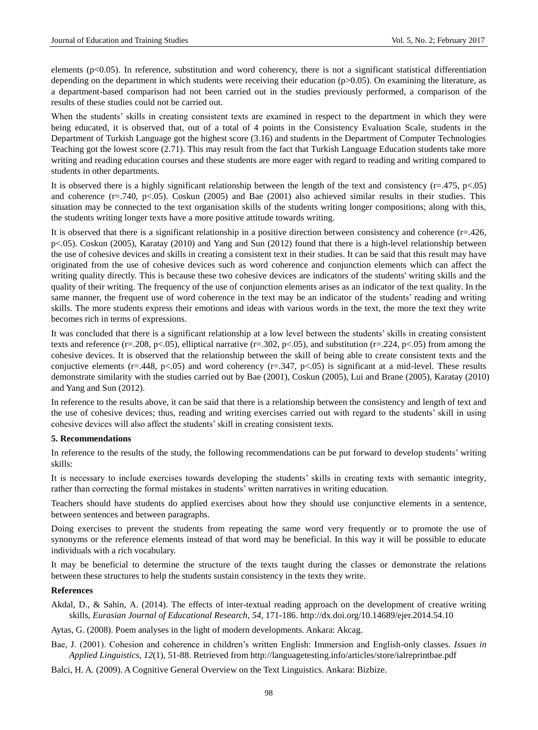elements ($p<0.05$). In reference, substitution and word coherency, there is not a significant statistical differentiation depending on the department in which students were receiving their education ($p>0.05$). On examining the literature, as a department-based comparison had not been carried out in the studies previously performed, a comparison of the results of these studies could not be carried out.

When the students' skills in creating consistent texts are examined in respect to the department in which they were being educated, it is observed that, out of a total of 4 points in the Consistency Evaluation Scale, students in the Department of Turkish Language got the highest score (3.16) and students in the Department of Computer Technologies Teaching got the lowest score (2.71). This may result from the fact that Turkish Language Education students take more writing and reading education courses and these students are more eager with regard to reading and writing compared to students in other departments.

It is observed there is a highly significant relationship between the length of the text and consistency ($r=.475$, $p<.05$) and coherence ($r=.740$, $p<.05$). Coskun (2005) and Bae (2001) also achieved similar results in their studies. This situation may be connected to the text organisation skills of the students writing longer compositions; along with this, the students writing longer texts have a more positive attitude towards writing.

It is observed that there is a significant relationship in a positive direction between consistency and coherence ($r=.426$, $p<.05$). Coskun (2005), Karatay (2010) and Yang and Sun (2012) found that there is a high-level relationship between the use of cohesive devices and skills in creating a consistent text in their studies. It can be said that this result may have originated from the use of cohesive devices such as word coherence and conjunction elements which can affect the writing quality directly. This is because these two cohesive devices are indicators of the students' writing skills and the quality of their writing. The frequency of the use of conjunction elements arises as an indicator of the text quality. In the same manner, the frequent use of word coherence in the text may be an indicator of the students' reading and writing skills. The more students express their emotions and ideas with various words in the text, the more the text they write becomes rich in terms of expressions.

It was concluded that there is a significant relationship at a low level between the students' skills in creating consistent texts and reference ($r=.208$, $p<.05$), elliptical narrative ($r=.302$, $p<.05$), and substitution ($r=.224$, $p<.05$) from among the cohesive devices. It is observed that the relationship between the skill of being able to create consistent texts and the conjuctive elements ($r=.448$, $p<.05$) and word coherency ($r=.347$, $p<.05$) is significant at a mid-level. These results demonstrate similarity with the studies carried out by Bae (2001), Coskun (2005), Lui and Brane (2005), Karatay (2010) and Yang and Sun (2012).

In reference to the results above, it can be said that there is a relationship between the consistency and length of text and the use of cohesive devices; thus, reading and writing exercises carried out with regard to the students' skill in using cohesive devices will also affect the students' skill in creating consistent texts.

## 5. Recommendations

In reference to the results of the study, the following recommendations can be put forward to develop students' writing skills:

It is necessary to include exercises towards developing the students' skills in creating texts with semantic integrity, rather than correcting the formal mistakes in students' written narratives in writing education.

Teachers should have students do applied exercises about how they should use conjunctive elements in a sentence, between sentences and between paragraphs.

Doing exercises to prevent the students from repeating the same word very frequently or to promote the use of synonyms or the reference elements instead of that word may be beneficial. In this way it will be possible to educate individuals with a rich vocabulary.

It may be beneficial to determine the structure of the texts taught during the classes or demonstrate the relations between these structures to help the students sustain consistency in the texts they write.

## References

Akdal, D., & Sahin, A. (2014). The effects of inter-textual reading approach on the development of creative writing skills, *Eurasian Journal of Educational Research*, *54*, 171-186. http://dx.doi.org/10.14689/ejer.2014.54.10

Aytas, G. (2008). Poem analyses in the light of modern developments. Ankara: Akcag.

Bae, J. (2001). Cohesion and coherence in children's written English: Immersion and English-only classes. *Issues in Applied Linguistics, 12*(1), 51-88. Retrieved from http://languagetesting.info/articles/store/ialreprintbae.pdf

Balci, H. A. (2009). A Cognitive General Overview on the Text Linguistics. Ankara: Bizbize.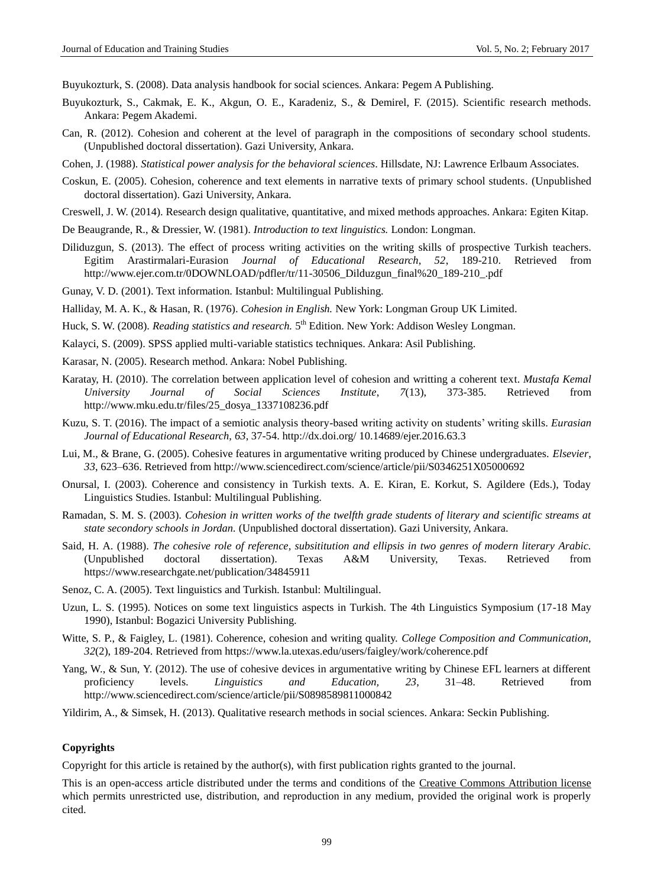Buyukozturk, S. (2008). Data analysis handbook for social sciences. Ankara: Pegem A Publishing.

Buyukozturk, S., Cakmak, E. K., Akgun, O. E., Karadeniz, S., & Demirel, F. (2015). Scientific research methods. Ankara: Pegem Akademi.

Can, R. (2012). Cohesion and coherent at the level of paragraph in the compositions of secondary school students. (Unpublished doctoral dissertation). Gazi University, Ankara.

Cohen, J. (1988). *Statistical power analysis for the behavioral sciences*. Hillsdate, NJ: Lawrence Erlbaum Associates.

Coskun, E. (2005). Cohesion, coherence and text elements in narrative texts of primary school students. (Unpublished doctoral dissertation). Gazi University, Ankara.

Creswell, J. W. (2014). Research design qualitative, quantitative, and mixed methods approaches. Ankara: Egiten Kitap.

De Beaugrande, R., & Dressier, W. (1981). *Introduction to text linguistics.* London: Longman.

Diliduzgun, S. (2013). The effect of process writing activities on the writing skills of prospective Turkish teachers. Egitim Arastirmalari-Eurasion *Journal of Educational Research, 52*, 189-210. Retrieved from http://www.ejer.com.tr/0DOWNLOAD/pdfler/tr/11-30506_Dilduzgun_final%20_189-210_.pdf

Gunay, V. D. (2001). Text information. Istanbul: Multilingual Publishing.

Halliday, M. A. K., & Hasan, R. (1976). *Cohesion in English.* New York: Longman Group UK Limited.

Huck, S. W. (2008). *Reading statistics and research.* 5th Edition. New York: Addison Wesley Longman.

Kalayci, S. (2009). SPSS applied multi-variable statistics techniques. Ankara: Asil Publishing.

Karasar, N. (2005). Research method. Ankara: Nobel Publishing.

Karatay, H. (2010). The correlation between application level of cohesion and writting a coherent text. *Mustafa Kemal University Journal of Social Sciences Institute, 7*(13), 373-385. Retrieved from http://www.mku.edu.tr/files/25_dosya_1337108236.pdf

Kuzu, S. T. (2016). The impact of a semiotic analysis theory-based writing activity on students' writing skills. *Eurasian Journal of Educational Research, 63*, 37-54. http://dx.doi.org/ 10.14689/ejer.2016.63.3

Lui, M., & Brane, G. (2005). Cohesive features in argumentative writing produced by Chinese undergraduates. *Elsevier, 33*, 623–636. Retrieved from http://www.sciencedirect.com/science/article/pii/S0346251X05000692

Onursal, I. (2003). Coherence and consistency in Turkish texts. A. E. Kiran, E. Korkut, S. Agildere (Eds.), Today Linguistics Studies. Istanbul: Multilingual Publishing.

Ramadan, S. M. S. (2003). *Cohesion in written works of the twelfth grade students of literary and scientific streams at state secondory schools in Jordan.* (Unpublished doctoral dissertation). Gazi University, Ankara.

Said, H. A. (1988). *The cohesive role of reference, subsititution and ellipsis in two genres of modern literary Arabic.* (Unpublished doctoral dissertation). Texas A&M University, Texas. Retrieved from https://www.researchgate.net/publication/34845911

Senoz, C. A. (2005). Text linguistics and Turkish. Istanbul: Multilingual.

Uzun, L. S. (1995). Notices on some text linguistics aspects in Turkish. The 4th Linguistics Symposium (17-18 May 1990), Istanbul: Bogazici University Publishing.

Witte, S. P., & Faigley, L. (1981). Coherence, cohesion and writing quality. *College Composition and Communication, 32*(2), 189-204. Retrieved from https://www.la.utexas.edu/users/faigley/work/coherence.pdf

Yang, W., & Sun, Y. (2012). The use of cohesive devices in argumentative writing by Chinese EFL learners at different proficiency levels. *Linguistics and Education, 23*, 31–48. Retrieved from http://www.sciencedirect.com/science/article/pii/S0898589811000842

Yildirim, A., & Simsek, H. (2013). Qualitative research methods in social sciences. Ankara: Seckin Publishing.

**Copyrights**

Copyright for this article is retained by the author(s), with first publication rights granted to the journal.

This is an open-access article distributed under the terms and conditions of the Creative Commons Attribution license which permits unrestricted use, distribution, and reproduction in any medium, provided the original work is properly cited.